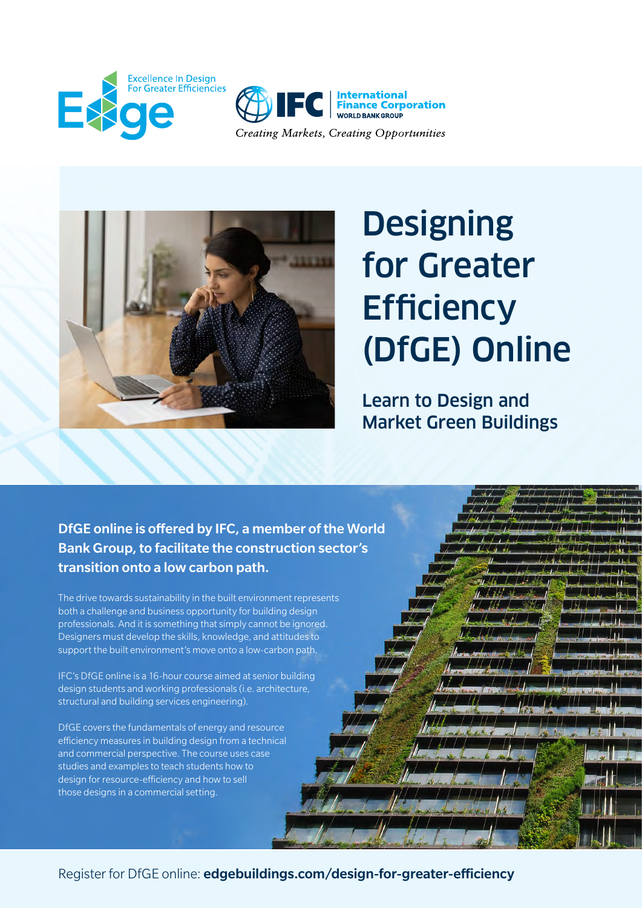Excellence In Design For Greater Efficiencies

Edge

International Finance Corporation
WORLD BANK GROUP

*Creating Markets, Creating Opportunities*

# Designing for Greater Efficiency (DfGE) Online

## Learn to Design and Market Green Buildings

**DfGE online is offered by IFC, a member of the World Bank Group, to facilitate the construction sector's transition onto a low carbon path.**

The drive towards sustainability in the built environment represents both a challenge and business opportunity for building design professionals. And it is something that simply cannot be ignored. Designers must develop the skills, knowledge, and attitudes to support the built environment's move onto a low-carbon path.

IFC's DfGE online is a 16-hour course aimed at senior building design students and working professionals (i.e. architecture, structural and building services engineering).

DfGE covers the fundamentals of energy and resource efficiency measures in building design from a technical and commercial perspective. The course uses case studies and examples to teach students how to design for resource-efficiency and how to sell those designs in a commercial setting.

Register for DfGE online: **edgebuildings.com/design-for-greater-efficiency**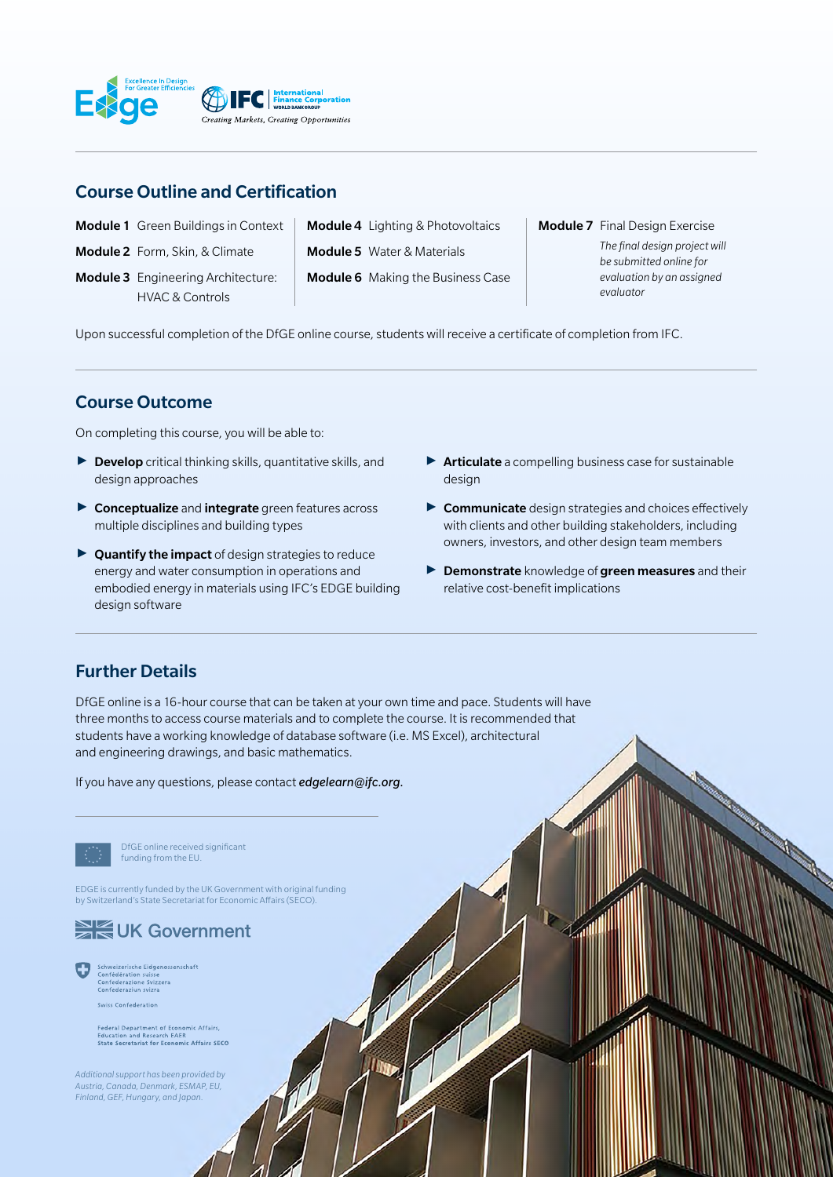## Course Outline and Certification

**Module 1** Green Buildings in Context

**Module 2** Form, Skin, & Climate

**Module 3** Engineering Architecture: HVAC & Controls

**Module 4** Lighting & Photovoltaics

**Module 5** Water & Materials

**Module 6** Making the Business Case

**Module 7** Final Design Exercise

*The final design project will be submitted online for evaluation by an assigned evaluator*

Upon successful completion of the DfGE online course, students will receive a certificate of completion from IFC.

## Course Outcome

On completing this course, you will be able to:

- **Develop** critical thinking skills, quantitative skills, and design approaches
- **Conceptualize** and **integrate** green features across multiple disciplines and building types
- **Quantify the impact** of design strategies to reduce energy and water consumption in operations and embodied energy in materials using IFC's EDGE building design software
- **Articulate** a compelling business case for sustainable design
- **Communicate** design strategies and choices effectively with clients and other building stakeholders, including owners, investors, and other design team members
- **Demonstrate** knowledge of **green measures** and their relative cost-benefit implications

## Further Details

DfGE online is a 16-hour course that can be taken at your own time and pace. Students will have three months to access course materials and to complete the course. It is recommended that students have a working knowledge of database software (i.e. MS Excel), architectural and engineering drawings, and basic mathematics.

If you have any questions, please contact *edgelearn@ifc.org*.

DfGE online received significant funding from the EU.

EDGE is currently funded by the UK Government with original funding by Switzerland's State Secretariat for Economic Affairs (SECO).

UK Government

Schweizerische Eidgenossenschaft
Confédération suisse
Confederazione Svizzera
Confederaziun svizra

Swiss Confederation

Federal Department of Economic Affairs, Education and Research EAER
**State Secretariat for Economic Affairs SECO**

*Additional support has been provided by Austria, Canada, Denmark, ESMAP, EU, Finland, GEF, Hungary, and Japan.*